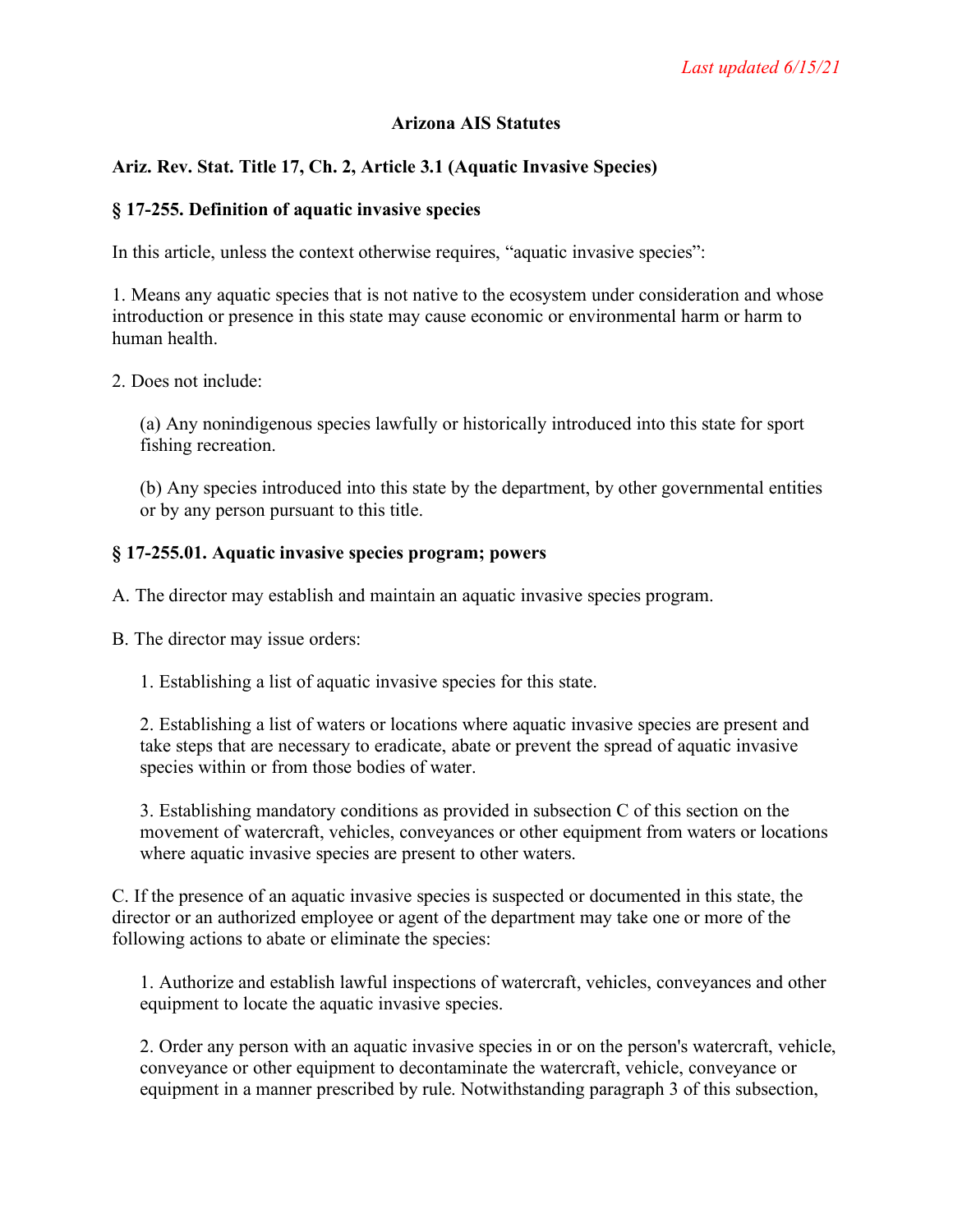*Last updated 6/15/21*

**Arizona AIS Statutes**

**Ariz. Rev. Stat. Title 17, Ch. 2, Article 3.1 (Aquatic Invasive Species)**

**§ 17-255. Definition of aquatic invasive species**

In this article, unless the context otherwise requires, “aquatic invasive species”:

1. Means any aquatic species that is not native to the ecosystem under consideration and whose introduction or presence in this state may cause economic or environmental harm or harm to human health.

2. Does not include:

   (a) Any nonindigenous species lawfully or historically introduced into this state for sport fishing recreation.

   (b) Any species introduced into this state by the department, by other governmental entities or by any person pursuant to this title.

**§ 17-255.01. Aquatic invasive species program; powers**

A. The director may establish and maintain an aquatic invasive species program.

B. The director may issue orders:

   1. Establishing a list of aquatic invasive species for this state.

   2. Establishing a list of waters or locations where aquatic invasive species are present and take steps that are necessary to eradicate, abate or prevent the spread of aquatic invasive species within or from those bodies of water.

   3. Establishing mandatory conditions as provided in subsection C of this section on the movement of watercraft, vehicles, conveyances or other equipment from waters or locations where aquatic invasive species are present to other waters.

C. If the presence of an aquatic invasive species is suspected or documented in this state, the director or an authorized employee or agent of the department may take one or more of the following actions to abate or eliminate the species:

   1. Authorize and establish lawful inspections of watercraft, vehicles, conveyances and other equipment to locate the aquatic invasive species.

   2. Order any person with an aquatic invasive species in or on the person's watercraft, vehicle, conveyance or other equipment to decontaminate the watercraft, vehicle, conveyance or equipment in a manner prescribed by rule. Notwithstanding paragraph 3 of this subsection,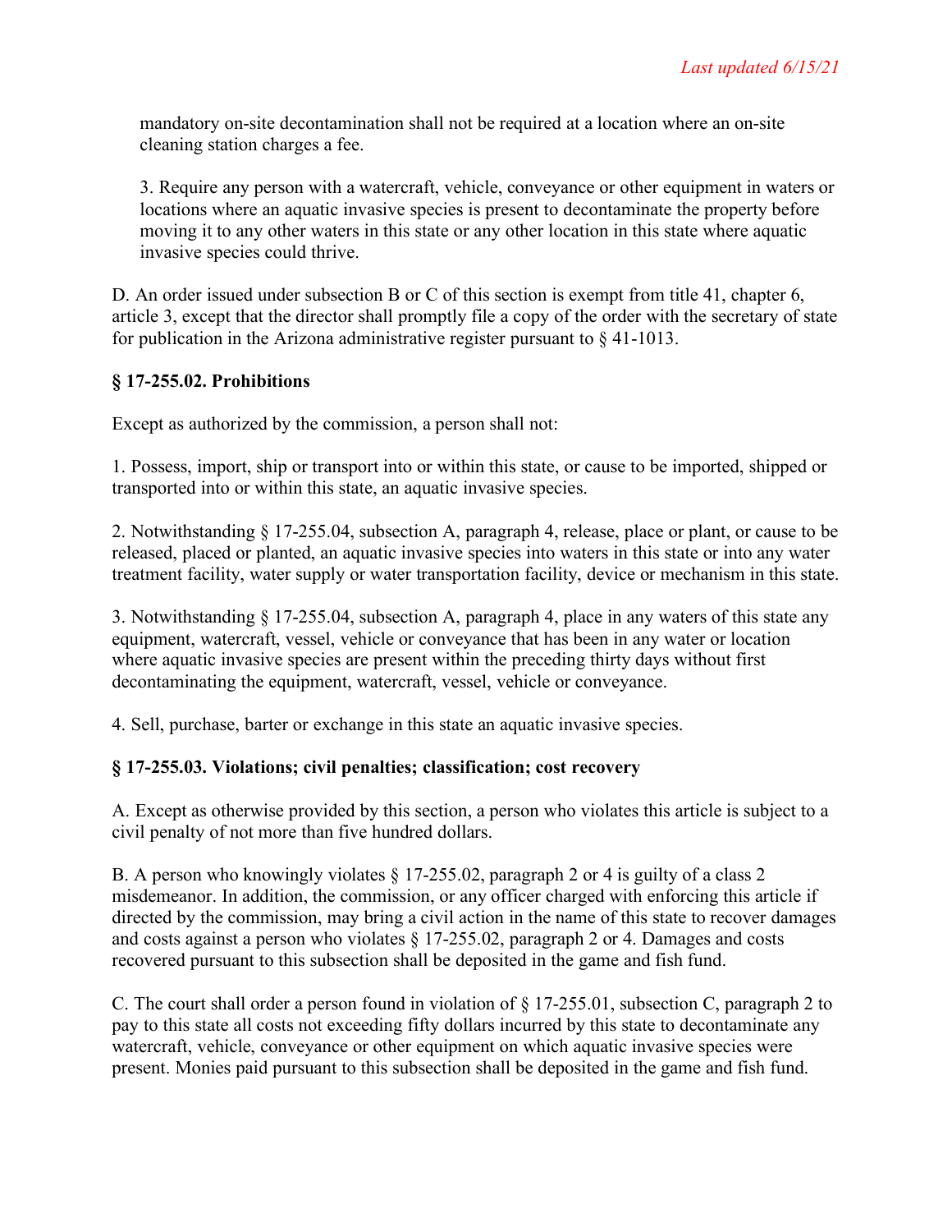mandatory on-site decontamination shall not be required at a location where an on-site cleaning station charges a fee.

3. Require any person with a watercraft, vehicle, conveyance or other equipment in waters or locations where an aquatic invasive species is present to decontaminate the property before moving it to any other waters in this state or any other location in this state where aquatic invasive species could thrive.

D. An order issued under subsection B or C of this section is exempt from title 41, chapter 6, article 3, except that the director shall promptly file a copy of the order with the secretary of state for publication in the Arizona administrative register pursuant to § 41-1013.

### § 17-255.02. Prohibitions

Except as authorized by the commission, a person shall not:

1. Possess, import, ship or transport into or within this state, or cause to be imported, shipped or transported into or within this state, an aquatic invasive species.

2. Notwithstanding § 17-255.04, subsection A, paragraph 4, release, place or plant, or cause to be released, placed or planted, an aquatic invasive species into waters in this state or into any water treatment facility, water supply or water transportation facility, device or mechanism in this state.

3. Notwithstanding § 17-255.04, subsection A, paragraph 4, place in any waters of this state any equipment, watercraft, vessel, vehicle or conveyance that has been in any water or location where aquatic invasive species are present within the preceding thirty days without first decontaminating the equipment, watercraft, vessel, vehicle or conveyance.

4. Sell, purchase, barter or exchange in this state an aquatic invasive species.

### § 17-255.03. Violations; civil penalties; classification; cost recovery

A. Except as otherwise provided by this section, a person who violates this article is subject to a civil penalty of not more than five hundred dollars.

B. A person who knowingly violates § 17-255.02, paragraph 2 or 4 is guilty of a class 2 misdemeanor. In addition, the commission, or any officer charged with enforcing this article if directed by the commission, may bring a civil action in the name of this state to recover damages and costs against a person who violates § 17-255.02, paragraph 2 or 4. Damages and costs recovered pursuant to this subsection shall be deposited in the game and fish fund.

C. The court shall order a person found in violation of § 17-255.01, subsection C, paragraph 2 to pay to this state all costs not exceeding fifty dollars incurred by this state to decontaminate any watercraft, vehicle, conveyance or other equipment on which aquatic invasive species were present. Monies paid pursuant to this subsection shall be deposited in the game and fish fund.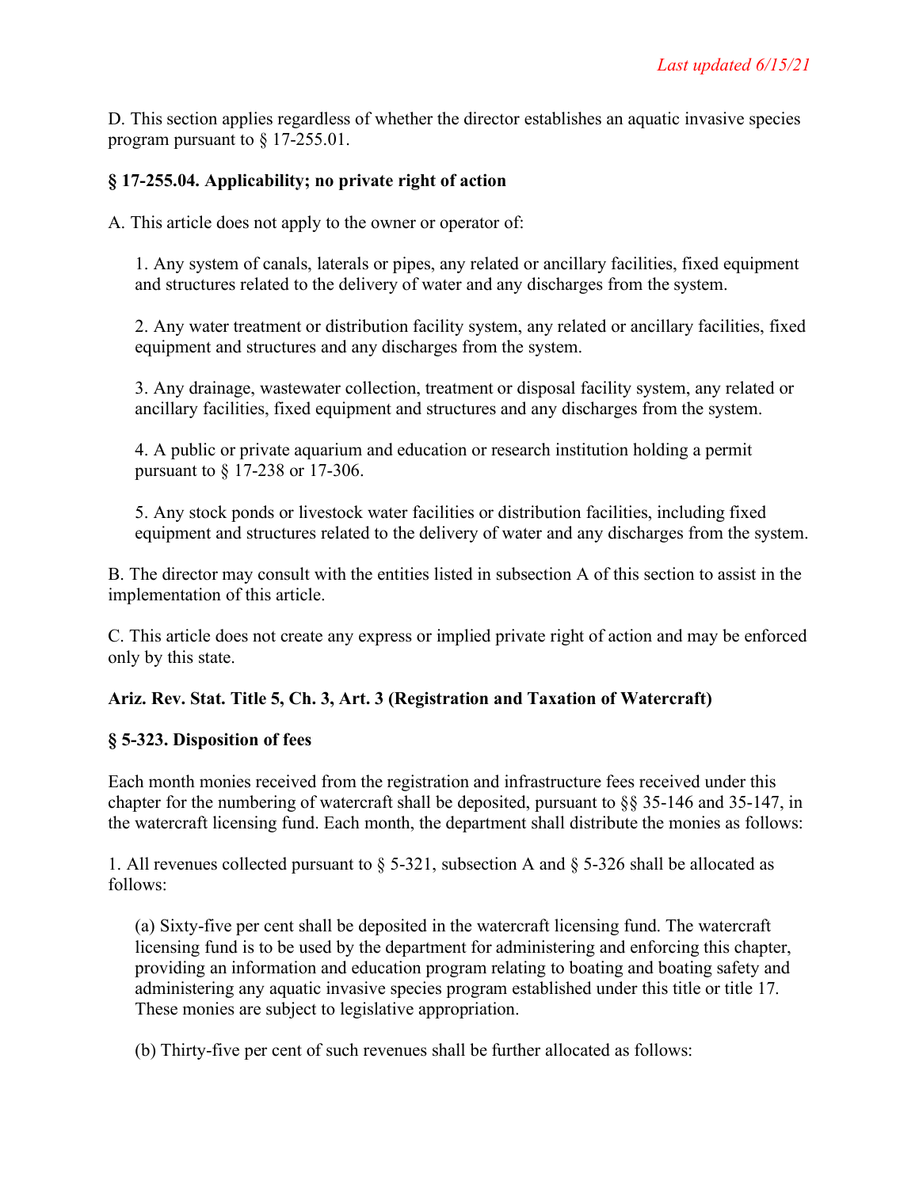D. This section applies regardless of whether the director establishes an aquatic invasive species program pursuant to § 17-255.01.

### § 17-255.04. Applicability; no private right of action

A. This article does not apply to the owner or operator of:

1. Any system of canals, laterals or pipes, any related or ancillary facilities, fixed equipment and structures related to the delivery of water and any discharges from the system.

2. Any water treatment or distribution facility system, any related or ancillary facilities, fixed equipment and structures and any discharges from the system.

3. Any drainage, wastewater collection, treatment or disposal facility system, any related or ancillary facilities, fixed equipment and structures and any discharges from the system.

4. A public or private aquarium and education or research institution holding a permit pursuant to § 17-238 or 17-306.

5. Any stock ponds or livestock water facilities or distribution facilities, including fixed equipment and structures related to the delivery of water and any discharges from the system.

B. The director may consult with the entities listed in subsection A of this section to assist in the implementation of this article.

C. This article does not create any express or implied private right of action and may be enforced only by this state.

## Ariz. Rev. Stat. Title 5, Ch. 3, Art. 3 (Registration and Taxation of Watercraft)

### § 5-323. Disposition of fees

Each month monies received from the registration and infrastructure fees received under this chapter for the numbering of watercraft shall be deposited, pursuant to §§ 35-146 and 35-147, in the watercraft licensing fund. Each month, the department shall distribute the monies as follows:

1. All revenues collected pursuant to § 5-321, subsection A and § 5-326 shall be allocated as follows:

(a) Sixty-five per cent shall be deposited in the watercraft licensing fund. The watercraft licensing fund is to be used by the department for administering and enforcing this chapter, providing an information and education program relating to boating and boating safety and administering any aquatic invasive species program established under this title or title 17. These monies are subject to legislative appropriation.

(b) Thirty-five per cent of such revenues shall be further allocated as follows: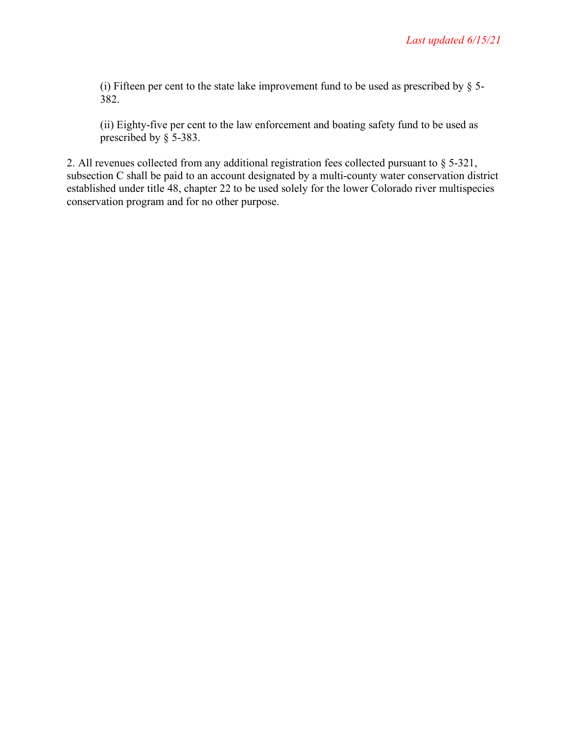(i) Fifteen per cent to the state lake improvement fund to be used as prescribed by § 5-382.

(ii) Eighty-five per cent to the law enforcement and boating safety fund to be used as prescribed by § 5-383.

2. All revenues collected from any additional registration fees collected pursuant to § 5-321, subsection C shall be paid to an account designated by a multi-county water conservation district established under title 48, chapter 22 to be used solely for the lower Colorado river multispecies conservation program and for no other purpose.